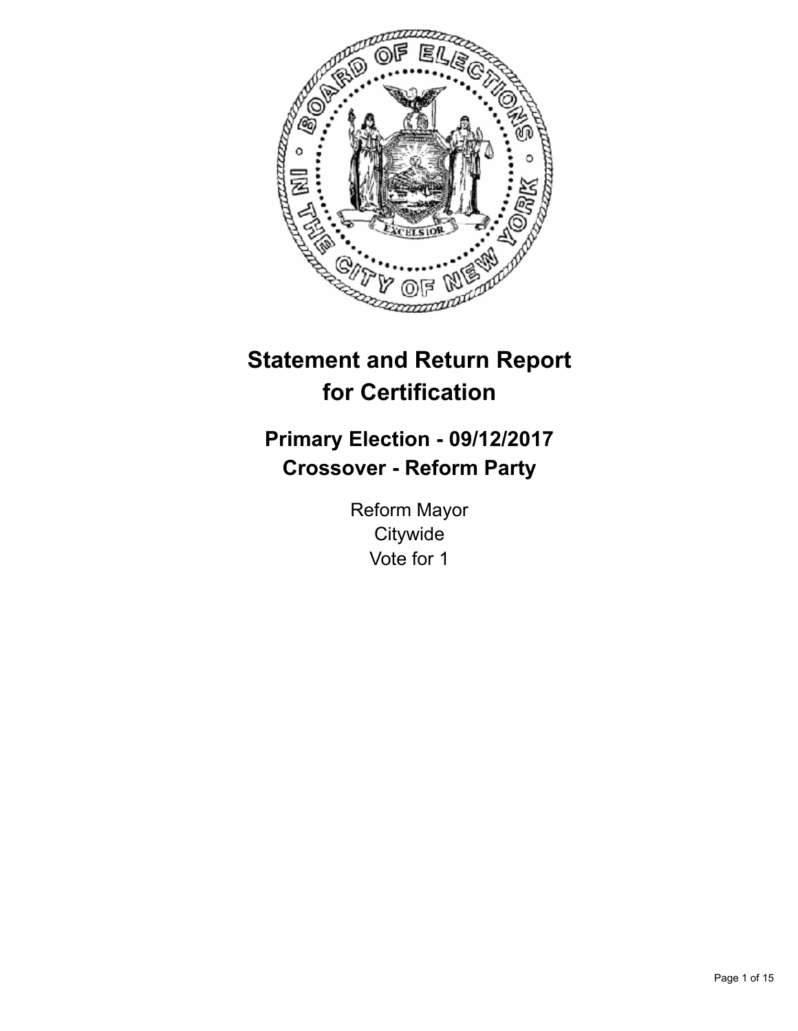# Statement and Return Report for Certification

## Primary Election - 09/12/2017
## Crossover - Reform Party

Reform Mayor
Citywide
Vote for 1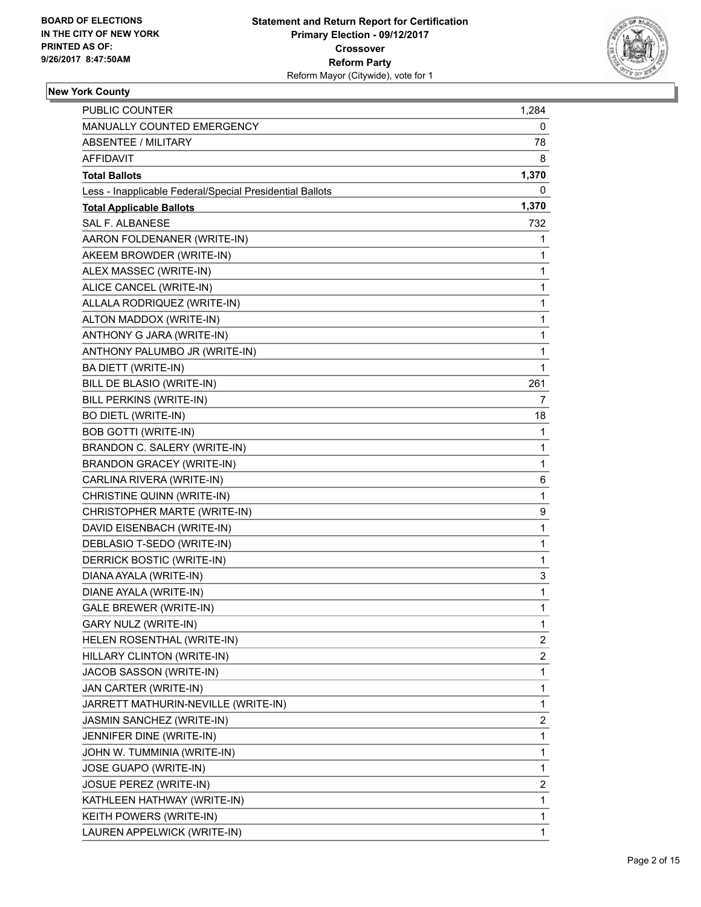BOARD OF ELECTIONS
IN THE CITY OF NEW YORK
PRINTED AS OF:
9/26/2017 8:47:50AM

**Statement and Return Report for Certification**
**Primary Election - 09/12/2017**
**Crossover**
**Reform Party**
Reform Mayor (Citywide), vote for 1

### New York County

| | |
|---|---|
| PUBLIC COUNTER | 1,284 |
| MANUALLY COUNTED EMERGENCY | 0 |
| ABSENTEE / MILITARY | 78 |
| AFFIDAVIT | 8 |
| **Total Ballots** | **1,370** |
| Less - Inapplicable Federal/Special Presidential Ballots | 0 |
| **Total Applicable Ballots** | **1,370** |
| SAL F. ALBANESE | 732 |
| AARON FOLDENANER (WRITE-IN) | 1 |
| AKEEM BROWDER (WRITE-IN) | 1 |
| ALEX MASSEC (WRITE-IN) | 1 |
| ALICE CANCEL (WRITE-IN) | 1 |
| ALLALA RODRIQUEZ (WRITE-IN) | 1 |
| ALTON MADDOX (WRITE-IN) | 1 |
| ANTHONY G JARA (WRITE-IN) | 1 |
| ANTHONY PALUMBO JR (WRITE-IN) | 1 |
| BA DIETT (WRITE-IN) | 1 |
| BILL DE BLASIO (WRITE-IN) | 261 |
| BILL PERKINS (WRITE-IN) | 7 |
| BO DIETL (WRITE-IN) | 18 |
| BOB GOTTI (WRITE-IN) | 1 |
| BRANDON C. SALERY (WRITE-IN) | 1 |
| BRANDON GRACEY (WRITE-IN) | 1 |
| CARLINA RIVERA (WRITE-IN) | 6 |
| CHRISTINE QUINN (WRITE-IN) | 1 |
| CHRISTOPHER MARTE (WRITE-IN) | 9 |
| DAVID EISENBACH (WRITE-IN) | 1 |
| DEBLASIO T-SEDO (WRITE-IN) | 1 |
| DERRICK BOSTIC (WRITE-IN) | 1 |
| DIANA AYALA (WRITE-IN) | 3 |
| DIANE AYALA (WRITE-IN) | 1 |
| GALE BREWER (WRITE-IN) | 1 |
| GARY NULZ (WRITE-IN) | 1 |
| HELEN ROSENTHAL (WRITE-IN) | 2 |
| HILLARY CLINTON (WRITE-IN) | 2 |
| JACOB SASSON (WRITE-IN) | 1 |
| JAN CARTER (WRITE-IN) | 1 |
| JARRETT MATHURIN-NEVILLE (WRITE-IN) | 1 |
| JASMIN SANCHEZ (WRITE-IN) | 2 |
| JENNIFER DINE (WRITE-IN) | 1 |
| JOHN W. TUMMINIA (WRITE-IN) | 1 |
| JOSE GUAPO (WRITE-IN) | 1 |
| JOSUE PEREZ (WRITE-IN) | 2 |
| KATHLEEN HATHWAY (WRITE-IN) | 1 |
| KEITH POWERS (WRITE-IN) | 1 |
| LAUREN APPELWICK (WRITE-IN) | 1 |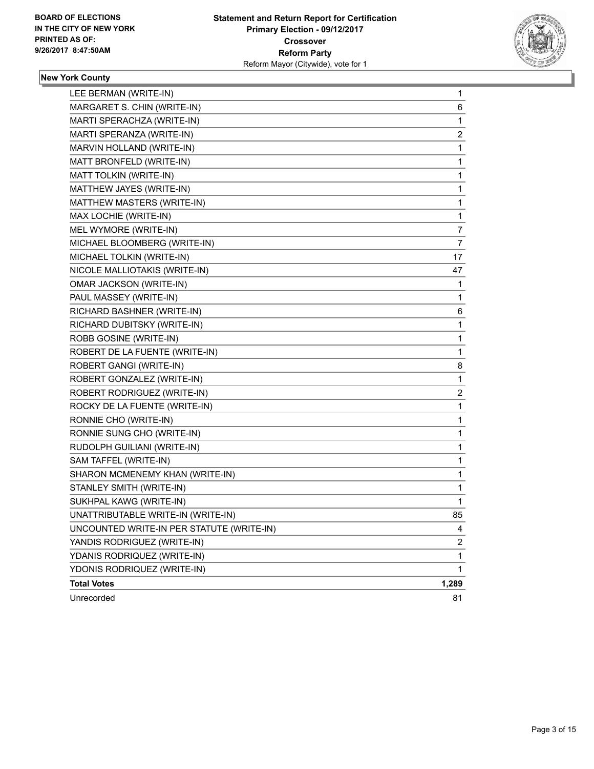**BOARD OF ELECTIONS IN THE CITY OF NEW YORK PRINTED AS OF: 9/26/2017 8:47:50AM**

**Statement and Return Report for Certification**
**Primary Election - 09/12/2017**
**Crossover**
**Reform Party**
Reform Mayor (Citywide), vote for 1

## New York County

| | |
|---|---|
| LEE BERMAN (WRITE-IN) | 1 |
| MARGARET S. CHIN (WRITE-IN) | 6 |
| MARTI SPERACHZA (WRITE-IN) | 1 |
| MARTI SPERANZA (WRITE-IN) | 2 |
| MARVIN HOLLAND (WRITE-IN) | 1 |
| MATT BRONFELD (WRITE-IN) | 1 |
| MATT TOLKIN (WRITE-IN) | 1 |
| MATTHEW JAYES (WRITE-IN) | 1 |
| MATTHEW MASTERS (WRITE-IN) | 1 |
| MAX LOCHIE (WRITE-IN) | 1 |
| MEL WYMORE (WRITE-IN) | 7 |
| MICHAEL BLOOMBERG (WRITE-IN) | 7 |
| MICHAEL TOLKIN (WRITE-IN) | 17 |
| NICOLE MALLIOTAKIS (WRITE-IN) | 47 |
| OMAR JACKSON (WRITE-IN) | 1 |
| PAUL MASSEY (WRITE-IN) | 1 |
| RICHARD BASHNER (WRITE-IN) | 6 |
| RICHARD DUBITSKY (WRITE-IN) | 1 |
| ROBB GOSINE (WRITE-IN) | 1 |
| ROBERT DE LA FUENTE (WRITE-IN) | 1 |
| ROBERT GANGI (WRITE-IN) | 8 |
| ROBERT GONZALEZ (WRITE-IN) | 1 |
| ROBERT RODRIGUEZ (WRITE-IN) | 2 |
| ROCKY DE LA FUENTE (WRITE-IN) | 1 |
| RONNIE CHO (WRITE-IN) | 1 |
| RONNIE SUNG CHO (WRITE-IN) | 1 |
| RUDOLPH GUILIANI (WRITE-IN) | 1 |
| SAM TAFFEL (WRITE-IN) | 1 |
| SHARON MCMENEMY KHAN (WRITE-IN) | 1 |
| STANLEY SMITH (WRITE-IN) | 1 |
| SUKHPAL KAWG (WRITE-IN) | 1 |
| UNATTRIBUTABLE WRITE-IN (WRITE-IN) | 85 |
| UNCOUNTED WRITE-IN PER STATUTE (WRITE-IN) | 4 |
| YANDIS RODRIGUEZ (WRITE-IN) | 2 |
| YDANIS RODRIQUEZ (WRITE-IN) | 1 |
| YDONIS RODRIQUEZ (WRITE-IN) | 1 |
| **Total Votes** | **1,289** |
| Unrecorded | 81 |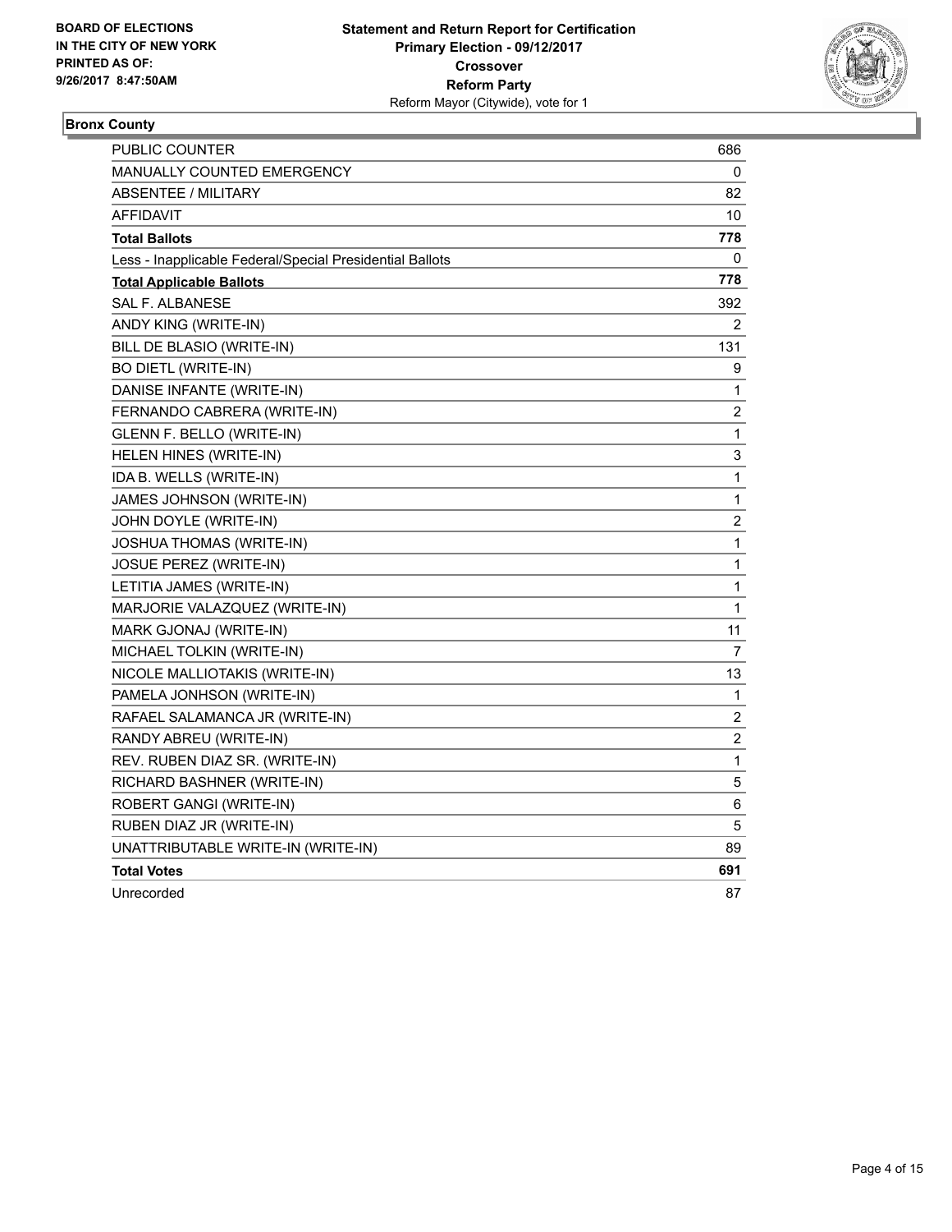**BOARD OF ELECTIONS IN THE CITY OF NEW YORK PRINTED AS OF: 9/26/2017 8:47:50AM**

**Statement and Return Report for Certification**
**Primary Election - 09/12/2017**
**Crossover**
**Reform Party**
Reform Mayor (Citywide), vote for 1

## Bronx County

| | |
|---|---|
| PUBLIC COUNTER | 686 |
| MANUALLY COUNTED EMERGENCY | 0 |
| ABSENTEE / MILITARY | 82 |
| AFFIDAVIT | 10 |
| **Total Ballots** | **778** |
| Less - Inapplicable Federal/Special Presidential Ballots | 0 |
| **Total Applicable Ballots** | **778** |
| SAL F. ALBANESE | 392 |
| ANDY KING (WRITE-IN) | 2 |
| BILL DE BLASIO (WRITE-IN) | 131 |
| BO DIETL (WRITE-IN) | 9 |
| DANISE INFANTE (WRITE-IN) | 1 |
| FERNANDO CABRERA (WRITE-IN) | 2 |
| GLENN F. BELLO (WRITE-IN) | 1 |
| HELEN HINES (WRITE-IN) | 3 |
| IDA B. WELLS (WRITE-IN) | 1 |
| JAMES JOHNSON (WRITE-IN) | 1 |
| JOHN DOYLE (WRITE-IN) | 2 |
| JOSHUA THOMAS (WRITE-IN) | 1 |
| JOSUE PEREZ (WRITE-IN) | 1 |
| LETITIA JAMES (WRITE-IN) | 1 |
| MARJORIE VALAZQUEZ (WRITE-IN) | 1 |
| MARK GJONAJ (WRITE-IN) | 11 |
| MICHAEL TOLKIN (WRITE-IN) | 7 |
| NICOLE MALLIOTAKIS (WRITE-IN) | 13 |
| PAMELA JONHSON (WRITE-IN) | 1 |
| RAFAEL SALAMANCA JR (WRITE-IN) | 2 |
| RANDY ABREU (WRITE-IN) | 2 |
| REV. RUBEN DIAZ SR. (WRITE-IN) | 1 |
| RICHARD BASHNER (WRITE-IN) | 5 |
| ROBERT GANGI (WRITE-IN) | 6 |
| RUBEN DIAZ JR (WRITE-IN) | 5 |
| UNATTRIBUTABLE WRITE-IN (WRITE-IN) | 89 |
| **Total Votes** | **691** |
| Unrecorded | 87 |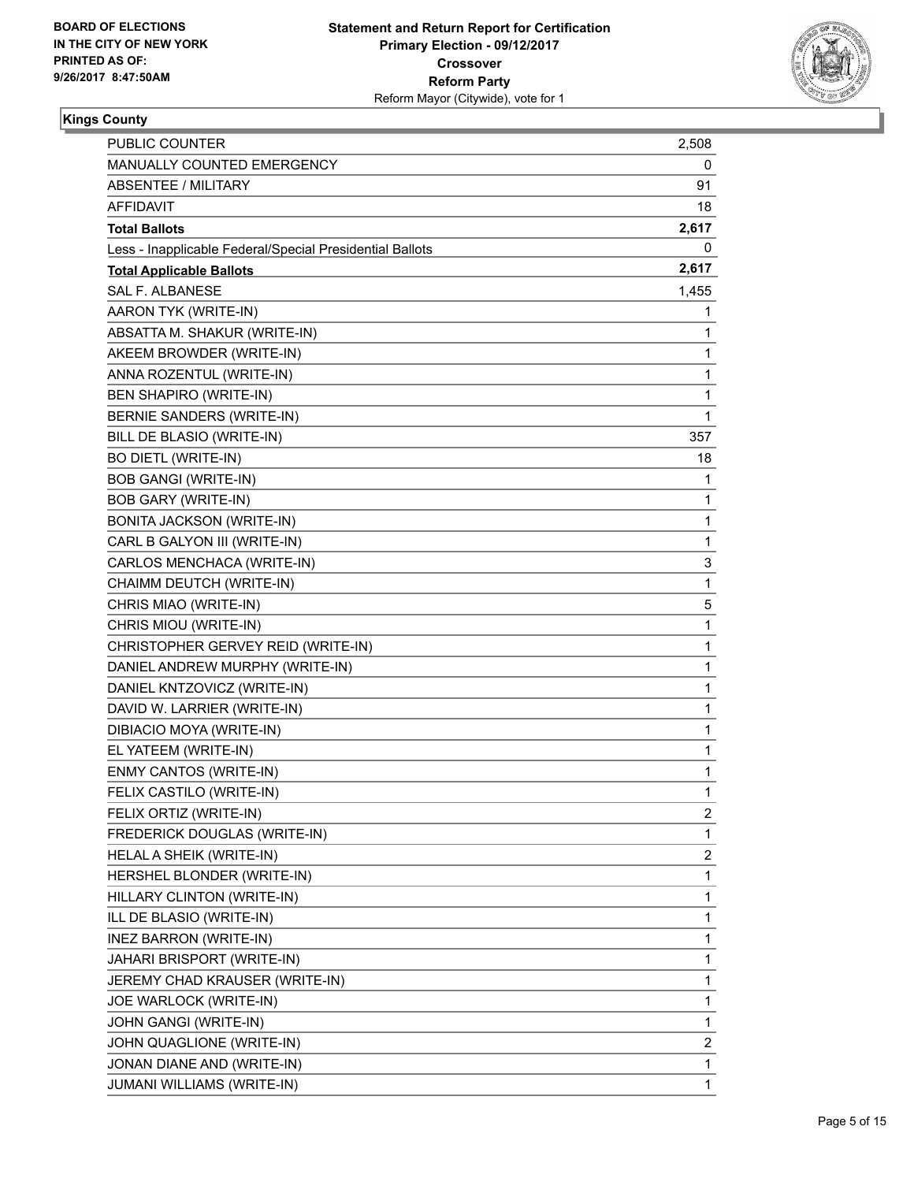BOARD OF ELECTIONS
IN THE CITY OF NEW YORK
PRINTED AS OF:
9/26/2017 8:47:50AM

**Statement and Return Report for Certification**
**Primary Election - 09/12/2017**
**Crossover**
**Reform Party**
Reform Mayor (Citywide), vote for 1

## Kings County

| | |
|---|---|
| PUBLIC COUNTER | 2,508 |
| MANUALLY COUNTED EMERGENCY | 0 |
| ABSENTEE / MILITARY | 91 |
| AFFIDAVIT | 18 |
| **Total Ballots** | **2,617** |
| Less - Inapplicable Federal/Special Presidential Ballots | 0 |
| **Total Applicable Ballots** | **2,617** |
| SAL F. ALBANESE | 1,455 |
| AARON TYK (WRITE-IN) | 1 |
| ABSATTA M. SHAKUR (WRITE-IN) | 1 |
| AKEEM BROWDER (WRITE-IN) | 1 |
| ANNA ROZENTUL (WRITE-IN) | 1 |
| BEN SHAPIRO (WRITE-IN) | 1 |
| BERNIE SANDERS (WRITE-IN) | 1 |
| BILL DE BLASIO (WRITE-IN) | 357 |
| BO DIETL (WRITE-IN) | 18 |
| BOB GANGI (WRITE-IN) | 1 |
| BOB GARY (WRITE-IN) | 1 |
| BONITA JACKSON (WRITE-IN) | 1 |
| CARL B GALYON III (WRITE-IN) | 1 |
| CARLOS MENCHACA (WRITE-IN) | 3 |
| CHAIMM DEUTCH (WRITE-IN) | 1 |
| CHRIS MIAO (WRITE-IN) | 5 |
| CHRIS MIOU (WRITE-IN) | 1 |
| CHRISTOPHER GERVEY REID (WRITE-IN) | 1 |
| DANIEL ANDREW MURPHY (WRITE-IN) | 1 |
| DANIEL KNTZOVICZ (WRITE-IN) | 1 |
| DAVID W. LARRIER (WRITE-IN) | 1 |
| DIBIACIO MOYA (WRITE-IN) | 1 |
| EL YATEEM (WRITE-IN) | 1 |
| ENMY CANTOS (WRITE-IN) | 1 |
| FELIX CASTILO (WRITE-IN) | 1 |
| FELIX ORTIZ (WRITE-IN) | 2 |
| FREDERICK DOUGLAS (WRITE-IN) | 1 |
| HELAL A SHEIK (WRITE-IN) | 2 |
| HERSHEL BLONDER (WRITE-IN) | 1 |
| HILLARY CLINTON (WRITE-IN) | 1 |
| ILL DE BLASIO (WRITE-IN) | 1 |
| INEZ BARRON (WRITE-IN) | 1 |
| JAHARI BRISPORT (WRITE-IN) | 1 |
| JEREMY CHAD KRAUSER (WRITE-IN) | 1 |
| JOE WARLOCK (WRITE-IN) | 1 |
| JOHN GANGI (WRITE-IN) | 1 |
| JOHN QUAGLIONE (WRITE-IN) | 2 |
| JONAN DIANE AND (WRITE-IN) | 1 |
| JUMANI WILLIAMS (WRITE-IN) | 1 |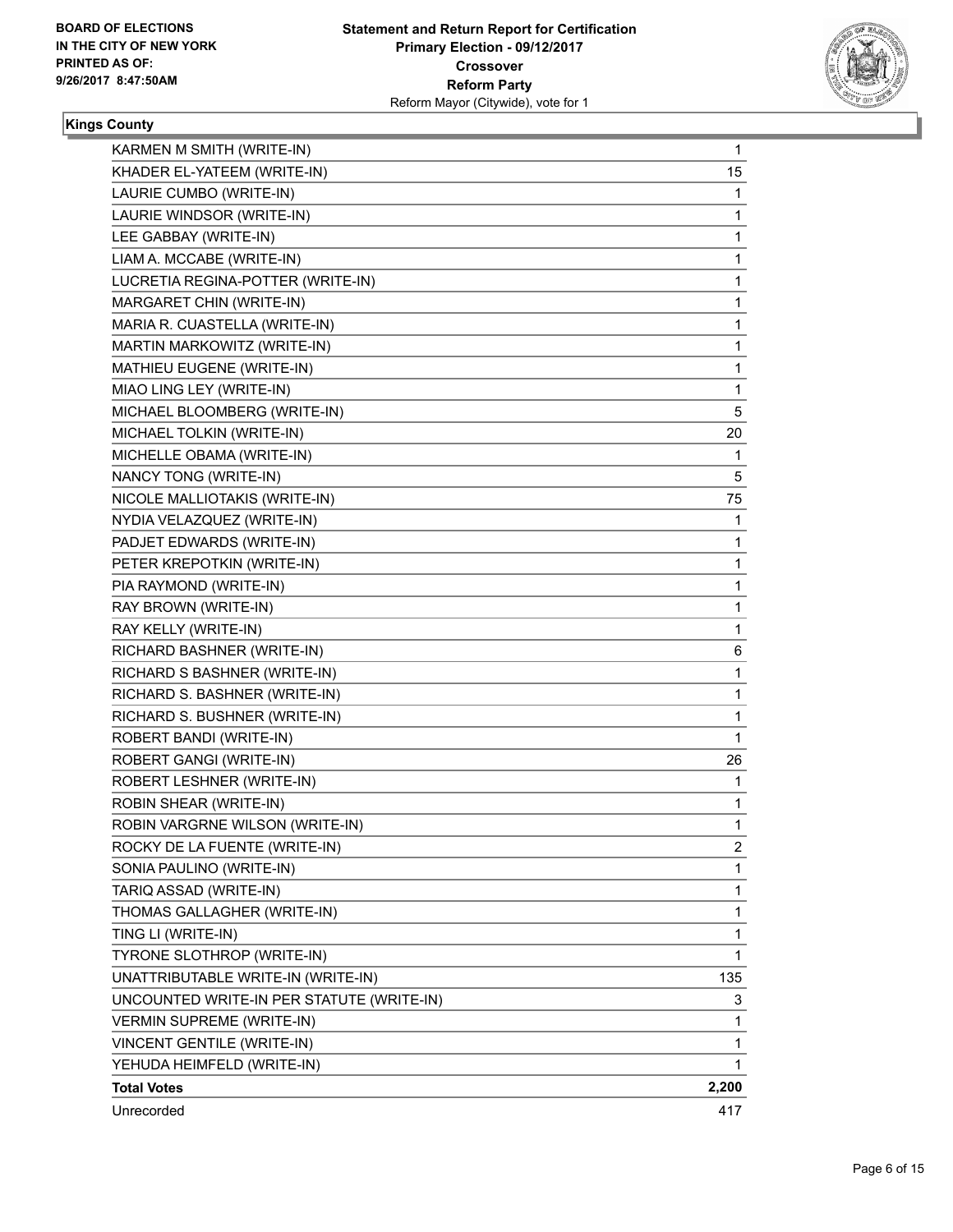BOARD OF ELECTIONS
IN THE CITY OF NEW YORK
PRINTED AS OF:
9/26/2017 8:47:50AM

**Statement and Return Report for Certification**
**Primary Election - 09/12/2017**
**Crossover**
**Reform Party**
Reform Mayor (Citywide), vote for 1

**Kings County**

| Candidate | Votes |
|---|---|
| KARMEN M SMITH (WRITE-IN) | 1 |
| KHADER EL-YATEEM (WRITE-IN) | 15 |
| LAURIE CUMBO (WRITE-IN) | 1 |
| LAURIE WINDSOR (WRITE-IN) | 1 |
| LEE GABBAY (WRITE-IN) | 1 |
| LIAM A. MCCABE (WRITE-IN) | 1 |
| LUCRETIA REGINA-POTTER (WRITE-IN) | 1 |
| MARGARET CHIN (WRITE-IN) | 1 |
| MARIA R. CUASTELLA (WRITE-IN) | 1 |
| MARTIN MARKOWITZ (WRITE-IN) | 1 |
| MATHIEU EUGENE (WRITE-IN) | 1 |
| MIAO LING LEY (WRITE-IN) | 1 |
| MICHAEL BLOOMBERG (WRITE-IN) | 5 |
| MICHAEL TOLKIN (WRITE-IN) | 20 |
| MICHELLE OBAMA (WRITE-IN) | 1 |
| NANCY TONG (WRITE-IN) | 5 |
| NICOLE MALLIOTAKIS (WRITE-IN) | 75 |
| NYDIA VELAZQUEZ (WRITE-IN) | 1 |
| PADJET EDWARDS (WRITE-IN) | 1 |
| PETER KREPOTKIN (WRITE-IN) | 1 |
| PIA RAYMOND (WRITE-IN) | 1 |
| RAY BROWN (WRITE-IN) | 1 |
| RAY KELLY (WRITE-IN) | 1 |
| RICHARD BASHNER (WRITE-IN) | 6 |
| RICHARD S BASHNER (WRITE-IN) | 1 |
| RICHARD S. BASHNER (WRITE-IN) | 1 |
| RICHARD S. BUSHNER (WRITE-IN) | 1 |
| ROBERT BANDI (WRITE-IN) | 1 |
| ROBERT GANGI (WRITE-IN) | 26 |
| ROBERT LESHNER (WRITE-IN) | 1 |
| ROBIN SHEAR (WRITE-IN) | 1 |
| ROBIN VARGRNE WILSON (WRITE-IN) | 1 |
| ROCKY DE LA FUENTE (WRITE-IN) | 2 |
| SONIA PAULINO (WRITE-IN) | 1 |
| TARIQ ASSAD (WRITE-IN) | 1 |
| THOMAS GALLAGHER (WRITE-IN) | 1 |
| TING LI (WRITE-IN) | 1 |
| TYRONE SLOTHROP (WRITE-IN) | 1 |
| UNATTRIBUTABLE WRITE-IN (WRITE-IN) | 135 |
| UNCOUNTED WRITE-IN PER STATUTE (WRITE-IN) | 3 |
| VERMIN SUPREME (WRITE-IN) | 1 |
| VINCENT GENTILE (WRITE-IN) | 1 |
| YEHUDA HEIMFELD (WRITE-IN) | 1 |
| **Total Votes** | **2,200** |
| Unrecorded | 417 |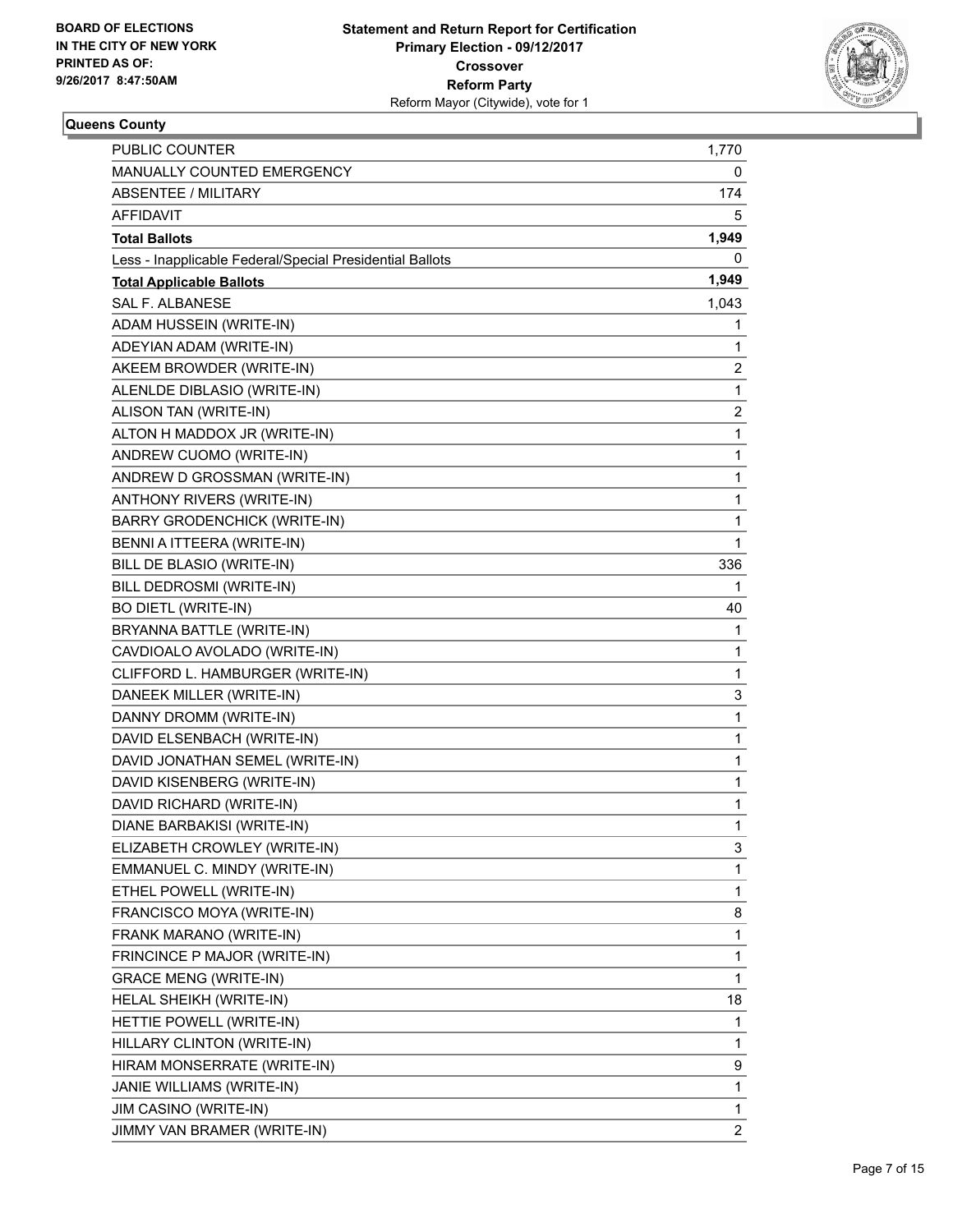BOARD OF ELECTIONS
IN THE CITY OF NEW YORK
PRINTED AS OF:
9/26/2017 8:47:50AM

**Statement and Return Report for Certification**
**Primary Election - 09/12/2017**
**Crossover**
**Reform Party**
Reform Mayor (Citywide), vote for 1

**Queens County**

| | |
|---|---|
| PUBLIC COUNTER | 1,770 |
| MANUALLY COUNTED EMERGENCY | 0 |
| ABSENTEE / MILITARY | 174 |
| AFFIDAVIT | 5 |
| **Total Ballots** | **1,949** |
| Less - Inapplicable Federal/Special Presidential Ballots | 0 |
| **Total Applicable Ballots** | **1,949** |
| SAL F. ALBANESE | 1,043 |
| ADAM HUSSEIN (WRITE-IN) | 1 |
| ADEYIAN ADAM (WRITE-IN) | 1 |
| AKEEM BROWDER (WRITE-IN) | 2 |
| ALENLDE DIBLASIO (WRITE-IN) | 1 |
| ALISON TAN (WRITE-IN) | 2 |
| ALTON H MADDOX JR (WRITE-IN) | 1 |
| ANDREW CUOMO (WRITE-IN) | 1 |
| ANDREW D GROSSMAN (WRITE-IN) | 1 |
| ANTHONY RIVERS (WRITE-IN) | 1 |
| BARRY GRODENCHICK (WRITE-IN) | 1 |
| BENNI A ITTEERA (WRITE-IN) | 1 |
| BILL DE BLASIO (WRITE-IN) | 336 |
| BILL DEDROSMI (WRITE-IN) | 1 |
| BO DIETL (WRITE-IN) | 40 |
| BRYANNA BATTLE (WRITE-IN) | 1 |
| CAVDIOALO AVOLADO (WRITE-IN) | 1 |
| CLIFFORD L. HAMBURGER (WRITE-IN) | 1 |
| DANEEK MILLER (WRITE-IN) | 3 |
| DANNY DROMM (WRITE-IN) | 1 |
| DAVID ELSENBACH (WRITE-IN) | 1 |
| DAVID JONATHAN SEMEL (WRITE-IN) | 1 |
| DAVID KISENBERG (WRITE-IN) | 1 |
| DAVID RICHARD (WRITE-IN) | 1 |
| DIANE BARBAKISI (WRITE-IN) | 1 |
| ELIZABETH CROWLEY (WRITE-IN) | 3 |
| EMMANUEL C. MINDY (WRITE-IN) | 1 |
| ETHEL POWELL (WRITE-IN) | 1 |
| FRANCISCO MOYA (WRITE-IN) | 8 |
| FRANK MARANO (WRITE-IN) | 1 |
| FRINCINCE P MAJOR (WRITE-IN) | 1 |
| GRACE MENG (WRITE-IN) | 1 |
| HELAL SHEIKH (WRITE-IN) | 18 |
| HETTIE POWELL (WRITE-IN) | 1 |
| HILLARY CLINTON (WRITE-IN) | 1 |
| HIRAM MONSERRATE (WRITE-IN) | 9 |
| JANIE WILLIAMS (WRITE-IN) | 1 |
| JIM CASINO (WRITE-IN) | 1 |
| JIMMY VAN BRAMER (WRITE-IN) | 2 |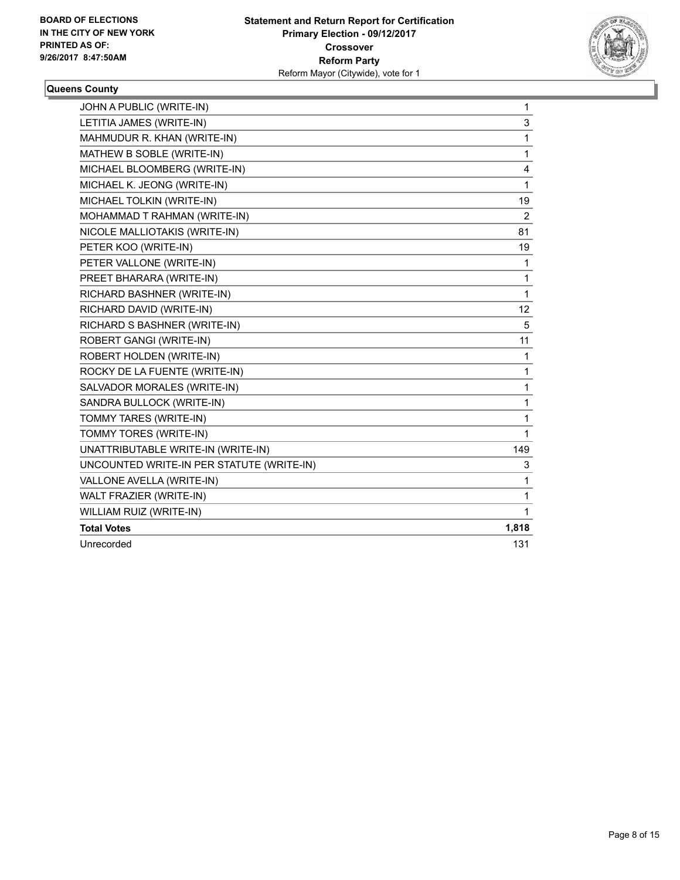**BOARD OF ELECTIONS IN THE CITY OF NEW YORK PRINTED AS OF: 9/26/2017 8:47:50AM**

**Statement and Return Report for Certification**
**Primary Election - 09/12/2017**
**Crossover**
**Reform Party**
Reform Mayor (Citywide), vote for 1

### Queens County

| | |
|---|---|
| JOHN A PUBLIC (WRITE-IN) | 1 |
| LETITIA JAMES (WRITE-IN) | 3 |
| MAHMUDUR R. KHAN (WRITE-IN) | 1 |
| MATHEW B SOBLE (WRITE-IN) | 1 |
| MICHAEL BLOOMBERG (WRITE-IN) | 4 |
| MICHAEL K. JEONG (WRITE-IN) | 1 |
| MICHAEL TOLKIN (WRITE-IN) | 19 |
| MOHAMMAD T RAHMAN (WRITE-IN) | 2 |
| NICOLE MALLIOTAKIS (WRITE-IN) | 81 |
| PETER KOO (WRITE-IN) | 19 |
| PETER VALLONE (WRITE-IN) | 1 |
| PREET BHARARA (WRITE-IN) | 1 |
| RICHARD BASHNER (WRITE-IN) | 1 |
| RICHARD DAVID (WRITE-IN) | 12 |
| RICHARD S BASHNER (WRITE-IN) | 5 |
| ROBERT GANGI (WRITE-IN) | 11 |
| ROBERT HOLDEN (WRITE-IN) | 1 |
| ROCKY DE LA FUENTE (WRITE-IN) | 1 |
| SALVADOR MORALES (WRITE-IN) | 1 |
| SANDRA BULLOCK (WRITE-IN) | 1 |
| TOMMY TARES (WRITE-IN) | 1 |
| TOMMY TORES (WRITE-IN) | 1 |
| UNATTRIBUTABLE WRITE-IN (WRITE-IN) | 149 |
| UNCOUNTED WRITE-IN PER STATUTE (WRITE-IN) | 3 |
| VALLONE AVELLA (WRITE-IN) | 1 |
| WALT FRAZIER (WRITE-IN) | 1 |
| WILLIAM RUIZ (WRITE-IN) | 1 |
| **Total Votes** | **1,818** |
| Unrecorded | 131 |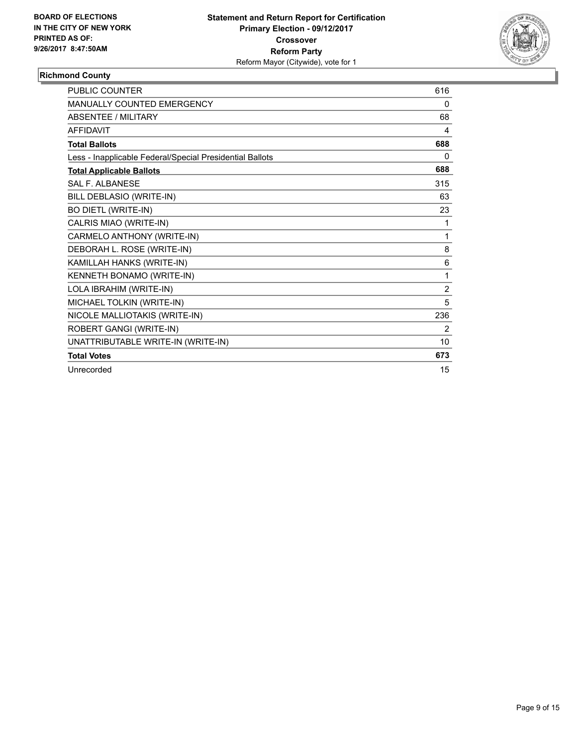BOARD OF ELECTIONS
IN THE CITY OF NEW YORK
PRINTED AS OF:
9/26/2017 8:47:50AM

**Statement and Return Report for Certification**
**Primary Election - 09/12/2017**
**Crossover**
**Reform Party**
Reform Mayor (Citywide), vote for 1

### Richmond County

| | |
|---|---|
| PUBLIC COUNTER | 616 |
| MANUALLY COUNTED EMERGENCY | 0 |
| ABSENTEE / MILITARY | 68 |
| AFFIDAVIT | 4 |
| **Total Ballots** | **688** |
| Less - Inapplicable Federal/Special Presidential Ballots | 0 |
| **Total Applicable Ballots** | **688** |
| SAL F. ALBANESE | 315 |
| BILL DEBLASIO (WRITE-IN) | 63 |
| BO DIETL (WRITE-IN) | 23 |
| CALRIS MIAO (WRITE-IN) | 1 |
| CARMELO ANTHONY (WRITE-IN) | 1 |
| DEBORAH L. ROSE (WRITE-IN) | 8 |
| KAMILLAH HANKS (WRITE-IN) | 6 |
| KENNETH BONAMO (WRITE-IN) | 1 |
| LOLA IBRAHIM (WRITE-IN) | 2 |
| MICHAEL TOLKIN (WRITE-IN) | 5 |
| NICOLE MALLIOTAKIS (WRITE-IN) | 236 |
| ROBERT GANGI (WRITE-IN) | 2 |
| UNATTRIBUTABLE WRITE-IN (WRITE-IN) | 10 |
| **Total Votes** | **673** |
| Unrecorded | 15 |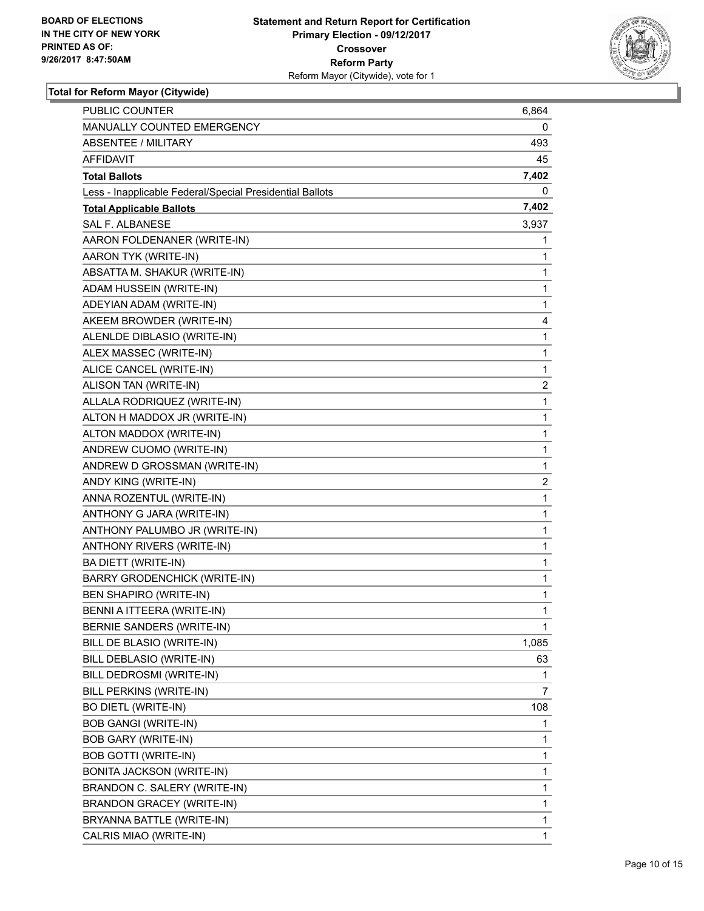BOARD OF ELECTIONS
IN THE CITY OF NEW YORK
PRINTED AS OF:
9/26/2017 8:47:50AM

**Statement and Return Report for Certification**
**Primary Election - 09/12/2017**
**Crossover**
**Reform Party**
Reform Mayor (Citywide), vote for 1

**Total for Reform Mayor (Citywide)**

| | |
|---|---|
| PUBLIC COUNTER | 6,864 |
| MANUALLY COUNTED EMERGENCY | 0 |
| ABSENTEE / MILITARY | 493 |
| AFFIDAVIT | 45 |
| **Total Ballots** | **7,402** |
| Less - Inapplicable Federal/Special Presidential Ballots | 0 |
| **Total Applicable Ballots** | **7,402** |
| SAL F. ALBANESE | 3,937 |
| AARON FOLDENANER (WRITE-IN) | 1 |
| AARON TYK (WRITE-IN) | 1 |
| ABSATTA M. SHAKUR (WRITE-IN) | 1 |
| ADAM HUSSEIN (WRITE-IN) | 1 |
| ADEYIAN ADAM (WRITE-IN) | 1 |
| AKEEM BROWDER (WRITE-IN) | 4 |
| ALENLDE DIBLASIO (WRITE-IN) | 1 |
| ALEX MASSEC (WRITE-IN) | 1 |
| ALICE CANCEL (WRITE-IN) | 1 |
| ALISON TAN (WRITE-IN) | 2 |
| ALLALA RODRIQUEZ (WRITE-IN) | 1 |
| ALTON H MADDOX JR (WRITE-IN) | 1 |
| ALTON MADDOX (WRITE-IN) | 1 |
| ANDREW CUOMO (WRITE-IN) | 1 |
| ANDREW D GROSSMAN (WRITE-IN) | 1 |
| ANDY KING (WRITE-IN) | 2 |
| ANNA ROZENTUL (WRITE-IN) | 1 |
| ANTHONY G JARA (WRITE-IN) | 1 |
| ANTHONY PALUMBO JR (WRITE-IN) | 1 |
| ANTHONY RIVERS (WRITE-IN) | 1 |
| BA DIETT (WRITE-IN) | 1 |
| BARRY GRODENCHICK (WRITE-IN) | 1 |
| BEN SHAPIRO (WRITE-IN) | 1 |
| BENNI A ITTEERA (WRITE-IN) | 1 |
| BERNIE SANDERS (WRITE-IN) | 1 |
| BILL DE BLASIO (WRITE-IN) | 1,085 |
| BILL DEBLASIO (WRITE-IN) | 63 |
| BILL DEDROSMI (WRITE-IN) | 1 |
| BILL PERKINS (WRITE-IN) | 7 |
| BO DIETL (WRITE-IN) | 108 |
| BOB GANGI (WRITE-IN) | 1 |
| BOB GARY (WRITE-IN) | 1 |
| BOB GOTTI (WRITE-IN) | 1 |
| BONITA JACKSON (WRITE-IN) | 1 |
| BRANDON C. SALERY (WRITE-IN) | 1 |
| BRANDON GRACEY (WRITE-IN) | 1 |
| BRYANNA BATTLE (WRITE-IN) | 1 |
| CALRIS MIAO (WRITE-IN) | 1 |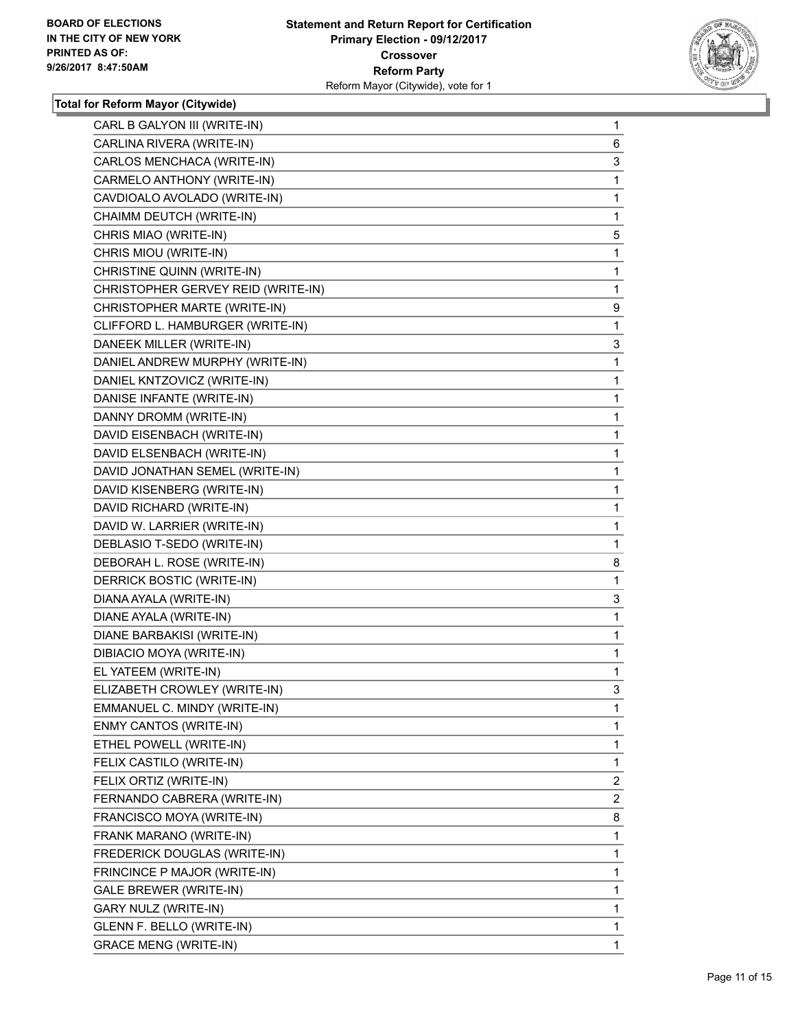**Total for Reform Mayor (Citywide)**

| Candidate | Votes |
|---|---|
| CARL B GALYON III (WRITE-IN) | 1 |
| CARLINA RIVERA (WRITE-IN) | 6 |
| CARLOS MENCHACA (WRITE-IN) | 3 |
| CARMELO ANTHONY (WRITE-IN) | 1 |
| CAVDIOALO AVOLADO (WRITE-IN) | 1 |
| CHAIMM DEUTCH (WRITE-IN) | 1 |
| CHRIS MIAO (WRITE-IN) | 5 |
| CHRIS MIOU (WRITE-IN) | 1 |
| CHRISTINE QUINN (WRITE-IN) | 1 |
| CHRISTOPHER GERVEY REID (WRITE-IN) | 1 |
| CHRISTOPHER MARTE (WRITE-IN) | 9 |
| CLIFFORD L. HAMBURGER (WRITE-IN) | 1 |
| DANEEK MILLER (WRITE-IN) | 3 |
| DANIEL ANDREW MURPHY (WRITE-IN) | 1 |
| DANIEL KNTZOVICZ (WRITE-IN) | 1 |
| DANISE INFANTE (WRITE-IN) | 1 |
| DANNY DROMM (WRITE-IN) | 1 |
| DAVID EISENBACH (WRITE-IN) | 1 |
| DAVID ELSENBACH (WRITE-IN) | 1 |
| DAVID JONATHAN SEMEL (WRITE-IN) | 1 |
| DAVID KISENBERG (WRITE-IN) | 1 |
| DAVID RICHARD (WRITE-IN) | 1 |
| DAVID W. LARRIER (WRITE-IN) | 1 |
| DEBLASIO T-SEDO (WRITE-IN) | 1 |
| DEBORAH L. ROSE (WRITE-IN) | 8 |
| DERRICK BOSTIC (WRITE-IN) | 1 |
| DIANA AYALA (WRITE-IN) | 3 |
| DIANE AYALA (WRITE-IN) | 1 |
| DIANE BARBAKISI (WRITE-IN) | 1 |
| DIBIACIO MOYA (WRITE-IN) | 1 |
| EL YATEEM (WRITE-IN) | 1 |
| ELIZABETH CROWLEY (WRITE-IN) | 3 |
| EMMANUEL C. MINDY (WRITE-IN) | 1 |
| ENMY CANTOS (WRITE-IN) | 1 |
| ETHEL POWELL (WRITE-IN) | 1 |
| FELIX CASTILO (WRITE-IN) | 1 |
| FELIX ORTIZ (WRITE-IN) | 2 |
| FERNANDO CABRERA (WRITE-IN) | 2 |
| FRANCISCO MOYA (WRITE-IN) | 8 |
| FRANK MARANO (WRITE-IN) | 1 |
| FREDERICK DOUGLAS (WRITE-IN) | 1 |
| FRINCINCE P MAJOR (WRITE-IN) | 1 |
| GALE BREWER (WRITE-IN) | 1 |
| GARY NULZ (WRITE-IN) | 1 |
| GLENN F. BELLO (WRITE-IN) | 1 |
| GRACE MENG (WRITE-IN) | 1 |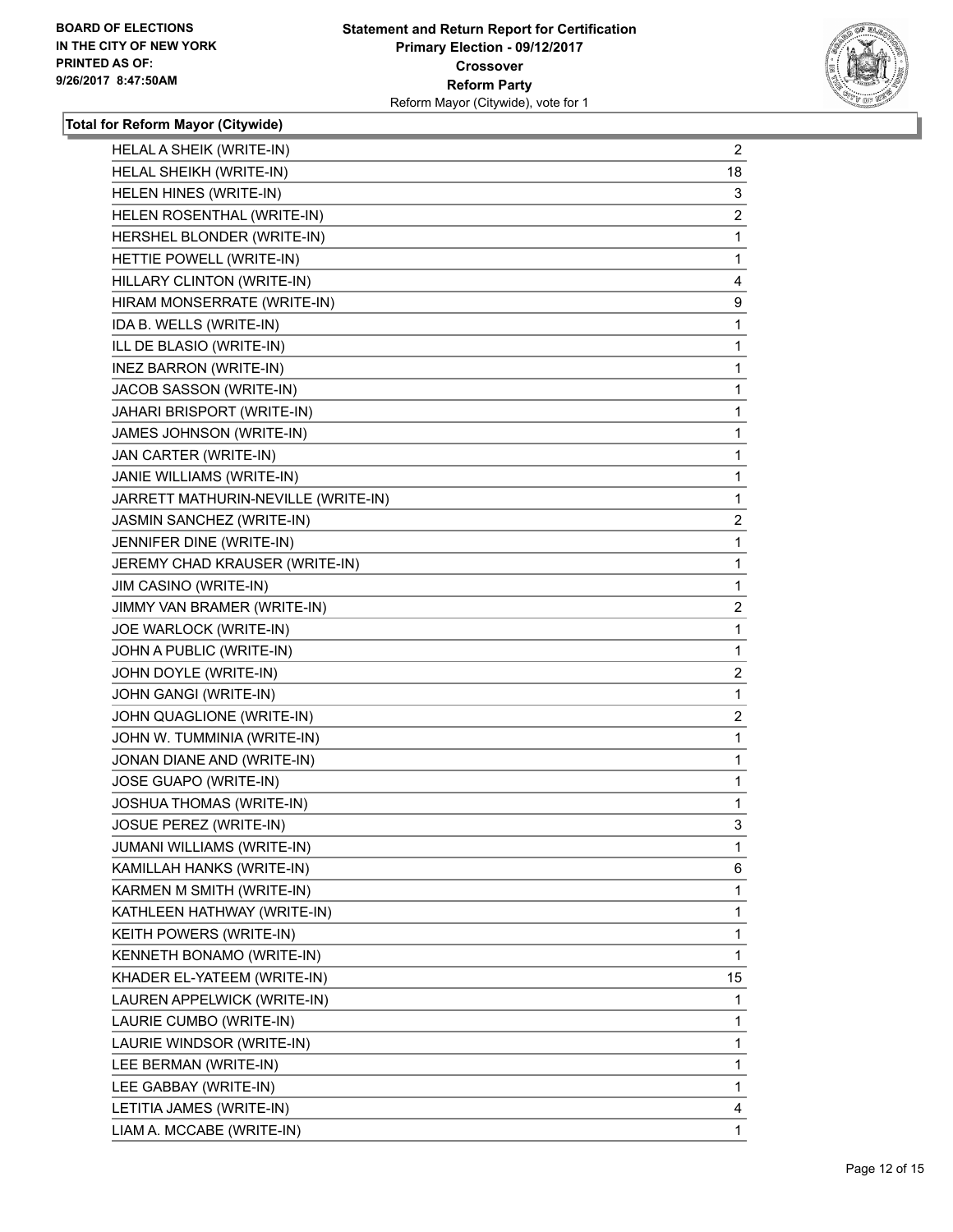BOARD OF ELECTIONS
IN THE CITY OF NEW YORK
PRINTED AS OF:
9/26/2017 8:47:50AM

**Statement and Return Report for Certification**
**Primary Election - 09/12/2017**
**Crossover**
**Reform Party**
Reform Mayor (Citywide), vote for 1

**Total for Reform Mayor (Citywide)**

| | |
|---|---|
| HELAL A SHEIK (WRITE-IN) | 2 |
| HELAL SHEIKH (WRITE-IN) | 18 |
| HELEN HINES (WRITE-IN) | 3 |
| HELEN ROSENTHAL (WRITE-IN) | 2 |
| HERSHEL BLONDER (WRITE-IN) | 1 |
| HETTIE POWELL (WRITE-IN) | 1 |
| HILLARY CLINTON (WRITE-IN) | 4 |
| HIRAM MONSERRATE (WRITE-IN) | 9 |
| IDA B. WELLS (WRITE-IN) | 1 |
| ILL DE BLASIO (WRITE-IN) | 1 |
| INEZ BARRON (WRITE-IN) | 1 |
| JACOB SASSON (WRITE-IN) | 1 |
| JAHARI BRISPORT (WRITE-IN) | 1 |
| JAMES JOHNSON (WRITE-IN) | 1 |
| JAN CARTER (WRITE-IN) | 1 |
| JANIE WILLIAMS (WRITE-IN) | 1 |
| JARRETT MATHURIN-NEVILLE (WRITE-IN) | 1 |
| JASMIN SANCHEZ (WRITE-IN) | 2 |
| JENNIFER DINE (WRITE-IN) | 1 |
| JEREMY CHAD KRAUSER (WRITE-IN) | 1 |
| JIM CASINO (WRITE-IN) | 1 |
| JIMMY VAN BRAMER (WRITE-IN) | 2 |
| JOE WARLOCK (WRITE-IN) | 1 |
| JOHN A PUBLIC (WRITE-IN) | 1 |
| JOHN DOYLE (WRITE-IN) | 2 |
| JOHN GANGI (WRITE-IN) | 1 |
| JOHN QUAGLIONE (WRITE-IN) | 2 |
| JOHN W. TUMMINIA (WRITE-IN) | 1 |
| JONAN DIANE AND (WRITE-IN) | 1 |
| JOSE GUAPO (WRITE-IN) | 1 |
| JOSHUA THOMAS (WRITE-IN) | 1 |
| JOSUE PEREZ (WRITE-IN) | 3 |
| JUMANI WILLIAMS (WRITE-IN) | 1 |
| KAMILLAH HANKS (WRITE-IN) | 6 |
| KARMEN M SMITH (WRITE-IN) | 1 |
| KATHLEEN HATHWAY (WRITE-IN) | 1 |
| KEITH POWERS (WRITE-IN) | 1 |
| KENNETH BONAMO (WRITE-IN) | 1 |
| KHADER EL-YATEEM (WRITE-IN) | 15 |
| LAUREN APPELWICK (WRITE-IN) | 1 |
| LAURIE CUMBO (WRITE-IN) | 1 |
| LAURIE WINDSOR (WRITE-IN) | 1 |
| LEE BERMAN (WRITE-IN) | 1 |
| LEE GABBAY (WRITE-IN) | 1 |
| LETITIA JAMES (WRITE-IN) | 4 |
| LIAM A. MCCABE (WRITE-IN) | 1 |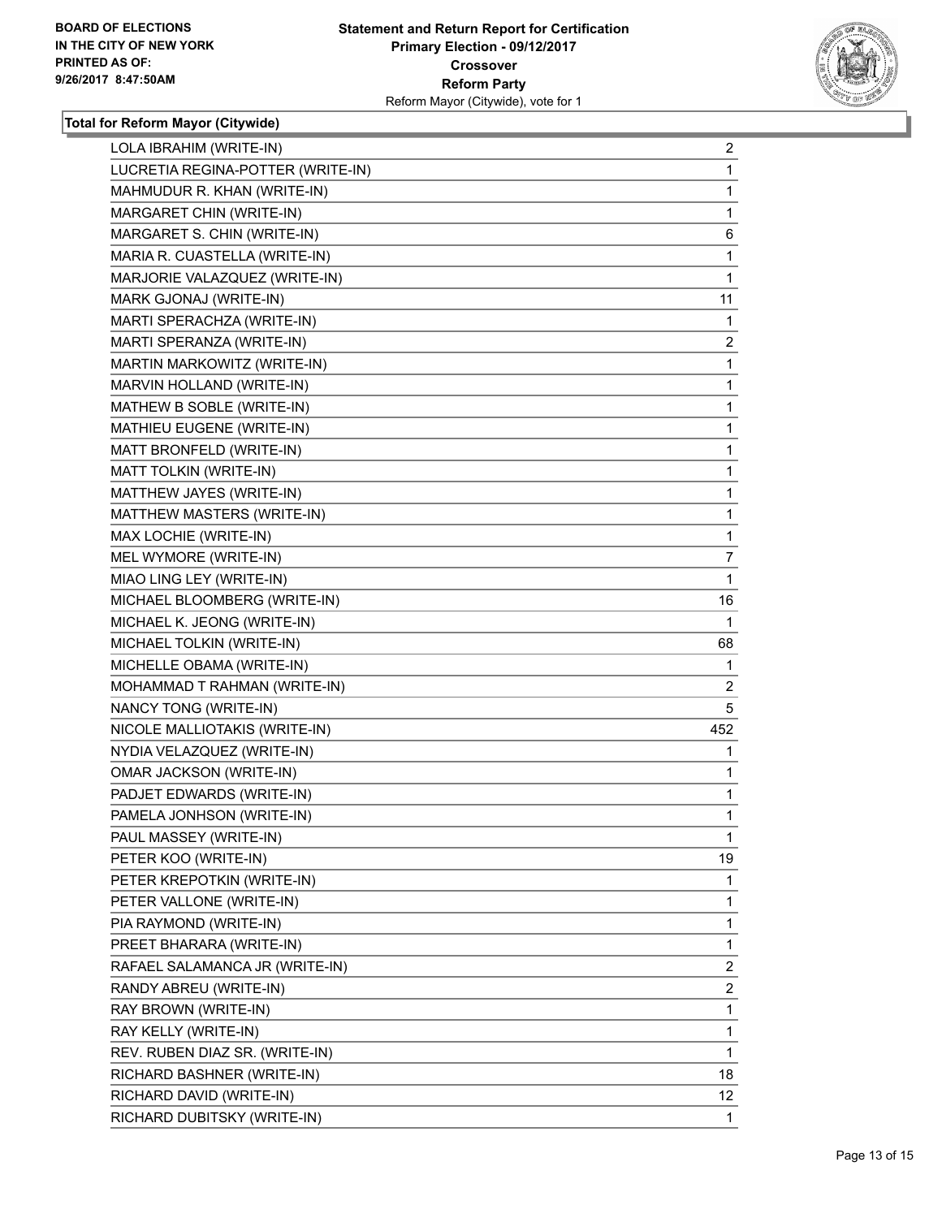**BOARD OF ELECTIONS IN THE CITY OF NEW YORK PRINTED AS OF: 9/26/2017 8:47:50AM**

**Statement and Return Report for Certification**
**Primary Election - 09/12/2017**
**Crossover**
**Reform Party**
Reform Mayor (Citywide), vote for 1

**Total for Reform Mayor (Citywide)**

| | |
|---|---|
| LOLA IBRAHIM (WRITE-IN) | 2 |
| LUCRETIA REGINA-POTTER (WRITE-IN) | 1 |
| MAHMUDUR R. KHAN (WRITE-IN) | 1 |
| MARGARET CHIN (WRITE-IN) | 1 |
| MARGARET S. CHIN (WRITE-IN) | 6 |
| MARIA R. CUASTELLA (WRITE-IN) | 1 |
| MARJORIE VALAZQUEZ (WRITE-IN) | 1 |
| MARK GJONAJ (WRITE-IN) | 11 |
| MARTI SPERACHZA (WRITE-IN) | 1 |
| MARTI SPERANZA (WRITE-IN) | 2 |
| MARTIN MARKOWITZ (WRITE-IN) | 1 |
| MARVIN HOLLAND (WRITE-IN) | 1 |
| MATHEW B SOBLE (WRITE-IN) | 1 |
| MATHIEU EUGENE (WRITE-IN) | 1 |
| MATT BRONFELD (WRITE-IN) | 1 |
| MATT TOLKIN (WRITE-IN) | 1 |
| MATTHEW JAYES (WRITE-IN) | 1 |
| MATTHEW MASTERS (WRITE-IN) | 1 |
| MAX LOCHIE (WRITE-IN) | 1 |
| MEL WYMORE (WRITE-IN) | 7 |
| MIAO LING LEY (WRITE-IN) | 1 |
| MICHAEL BLOOMBERG (WRITE-IN) | 16 |
| MICHAEL K. JEONG (WRITE-IN) | 1 |
| MICHAEL TOLKIN (WRITE-IN) | 68 |
| MICHELLE OBAMA (WRITE-IN) | 1 |
| MOHAMMAD T RAHMAN (WRITE-IN) | 2 |
| NANCY TONG (WRITE-IN) | 5 |
| NICOLE MALLIOTAKIS (WRITE-IN) | 452 |
| NYDIA VELAZQUEZ (WRITE-IN) | 1 |
| OMAR JACKSON (WRITE-IN) | 1 |
| PADJET EDWARDS (WRITE-IN) | 1 |
| PAMELA JONHSON (WRITE-IN) | 1 |
| PAUL MASSEY (WRITE-IN) | 1 |
| PETER KOO (WRITE-IN) | 19 |
| PETER KREPOTKIN (WRITE-IN) | 1 |
| PETER VALLONE (WRITE-IN) | 1 |
| PIA RAYMOND (WRITE-IN) | 1 |
| PREET BHARARA (WRITE-IN) | 1 |
| RAFAEL SALAMANCA JR (WRITE-IN) | 2 |
| RANDY ABREU (WRITE-IN) | 2 |
| RAY BROWN (WRITE-IN) | 1 |
| RAY KELLY (WRITE-IN) | 1 |
| REV. RUBEN DIAZ SR. (WRITE-IN) | 1 |
| RICHARD BASHNER (WRITE-IN) | 18 |
| RICHARD DAVID (WRITE-IN) | 12 |
| RICHARD DUBITSKY (WRITE-IN) | 1 |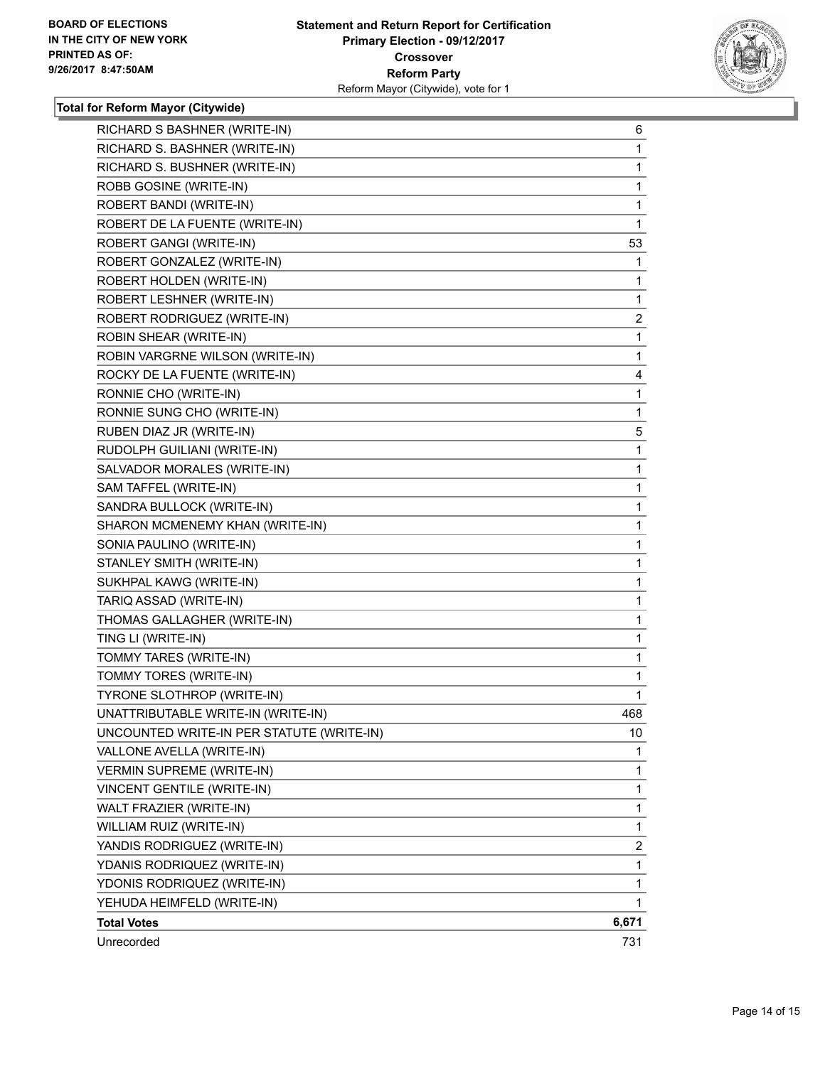BOARD OF ELECTIONS
IN THE CITY OF NEW YORK
PRINTED AS OF:
9/26/2017 8:47:50AM

**Statement and Return Report for Certification**
**Primary Election - 09/12/2017**
**Crossover**
**Reform Party**
Reform Mayor (Citywide), vote for 1

**Total for Reform Mayor (Citywide)**

| | |
|---|---|
| RICHARD S BASHNER (WRITE-IN) | 6 |
| RICHARD S. BASHNER (WRITE-IN) | 1 |
| RICHARD S. BUSHNER (WRITE-IN) | 1 |
| ROBB GOSINE (WRITE-IN) | 1 |
| ROBERT BANDI (WRITE-IN) | 1 |
| ROBERT DE LA FUENTE (WRITE-IN) | 1 |
| ROBERT GANGI (WRITE-IN) | 53 |
| ROBERT GONZALEZ (WRITE-IN) | 1 |
| ROBERT HOLDEN (WRITE-IN) | 1 |
| ROBERT LESHNER (WRITE-IN) | 1 |
| ROBERT RODRIGUEZ (WRITE-IN) | 2 |
| ROBIN SHEAR (WRITE-IN) | 1 |
| ROBIN VARGRNE WILSON (WRITE-IN) | 1 |
| ROCKY DE LA FUENTE (WRITE-IN) | 4 |
| RONNIE CHO (WRITE-IN) | 1 |
| RONNIE SUNG CHO (WRITE-IN) | 1 |
| RUBEN DIAZ JR (WRITE-IN) | 5 |
| RUDOLPH GUILIANI (WRITE-IN) | 1 |
| SALVADOR MORALES (WRITE-IN) | 1 |
| SAM TAFFEL (WRITE-IN) | 1 |
| SANDRA BULLOCK (WRITE-IN) | 1 |
| SHARON MCMENEMY KHAN (WRITE-IN) | 1 |
| SONIA PAULINO (WRITE-IN) | 1 |
| STANLEY SMITH (WRITE-IN) | 1 |
| SUKHPAL KAWG (WRITE-IN) | 1 |
| TARIQ ASSAD (WRITE-IN) | 1 |
| THOMAS GALLAGHER (WRITE-IN) | 1 |
| TING LI (WRITE-IN) | 1 |
| TOMMY TARES (WRITE-IN) | 1 |
| TOMMY TORES (WRITE-IN) | 1 |
| TYRONE SLOTHROP (WRITE-IN) | 1 |
| UNATTRIBUTABLE WRITE-IN (WRITE-IN) | 468 |
| UNCOUNTED WRITE-IN PER STATUTE (WRITE-IN) | 10 |
| VALLONE AVELLA (WRITE-IN) | 1 |
| VERMIN SUPREME (WRITE-IN) | 1 |
| VINCENT GENTILE (WRITE-IN) | 1 |
| WALT FRAZIER (WRITE-IN) | 1 |
| WILLIAM RUIZ (WRITE-IN) | 1 |
| YANDIS RODRIGUEZ (WRITE-IN) | 2 |
| YDANIS RODRIQUEZ (WRITE-IN) | 1 |
| YDONIS RODRIQUEZ (WRITE-IN) | 1 |
| YEHUDA HEIMFELD (WRITE-IN) | 1 |
| **Total Votes** | **6,671** |
| Unrecorded | 731 |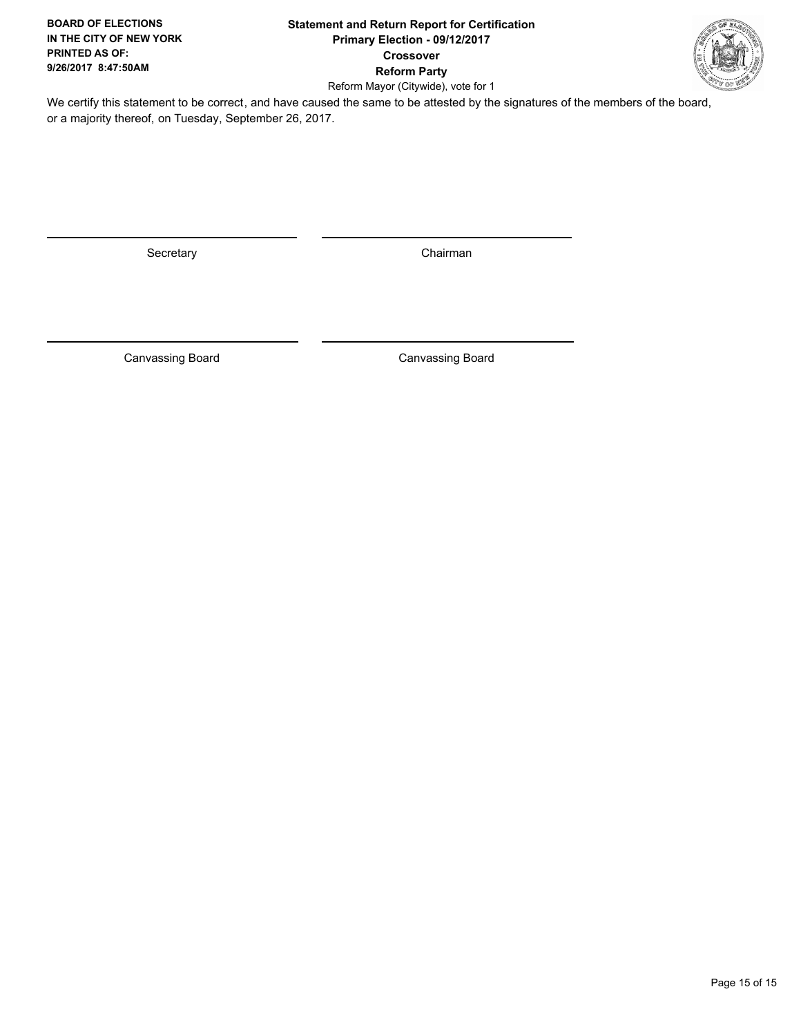**BOARD OF ELECTIONS IN THE CITY OF NEW YORK**
**PRINTED AS OF: 9/26/2017 8:47:50AM**

**Statement and Return Report for Certification**
**Primary Election - 09/12/2017**
**Crossover**
**Reform Party**
Reform Mayor (Citywide), vote for 1

We certify this statement to be correct, and have caused the same to be attested by the signatures of the members of the board, or a majority thereof, on Tuesday, September 26, 2017.

Secretary

Chairman

Canvassing Board

Canvassing Board